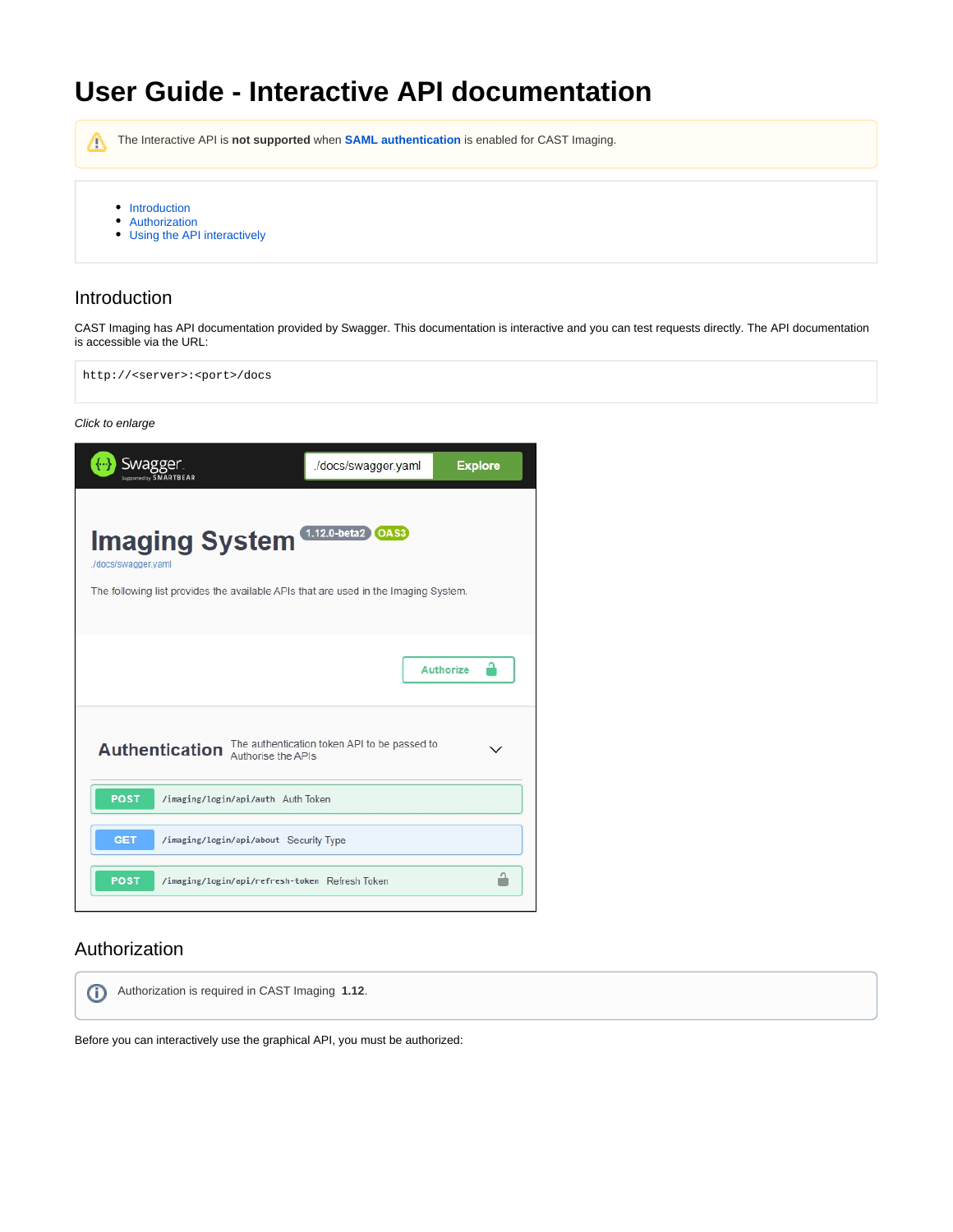# User Guide - Interactive API documentation

⚠ The Interactive API is **not supported** when **SAML authentication** is enabled for CAST Imaging.

- Introduction
- Authorization
- Using the API interactively

## Introduction

CAST Imaging has API documentation provided by Swagger. This documentation is interactive and you can test requests directly. The API documentation is accessible via the URL:

```
http://<server>:<port>/docs
```

*Click to enlarge*

## Authorization

ⓘ Authorization is required in CAST Imaging **1.12**.

Before you can interactively use the graphical API, you must be authorized: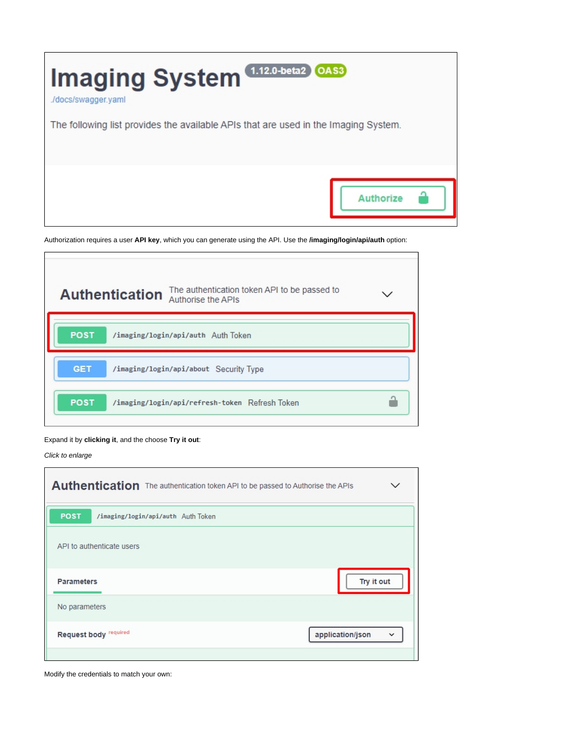Authorization requires a user **API key**, which you can generate using the API. Use the **/imaging/login/api/auth** option:

Expand it by **clicking it**, and the choose **Try it out**:

*Click to enlarge*

Modify the credentials to match your own: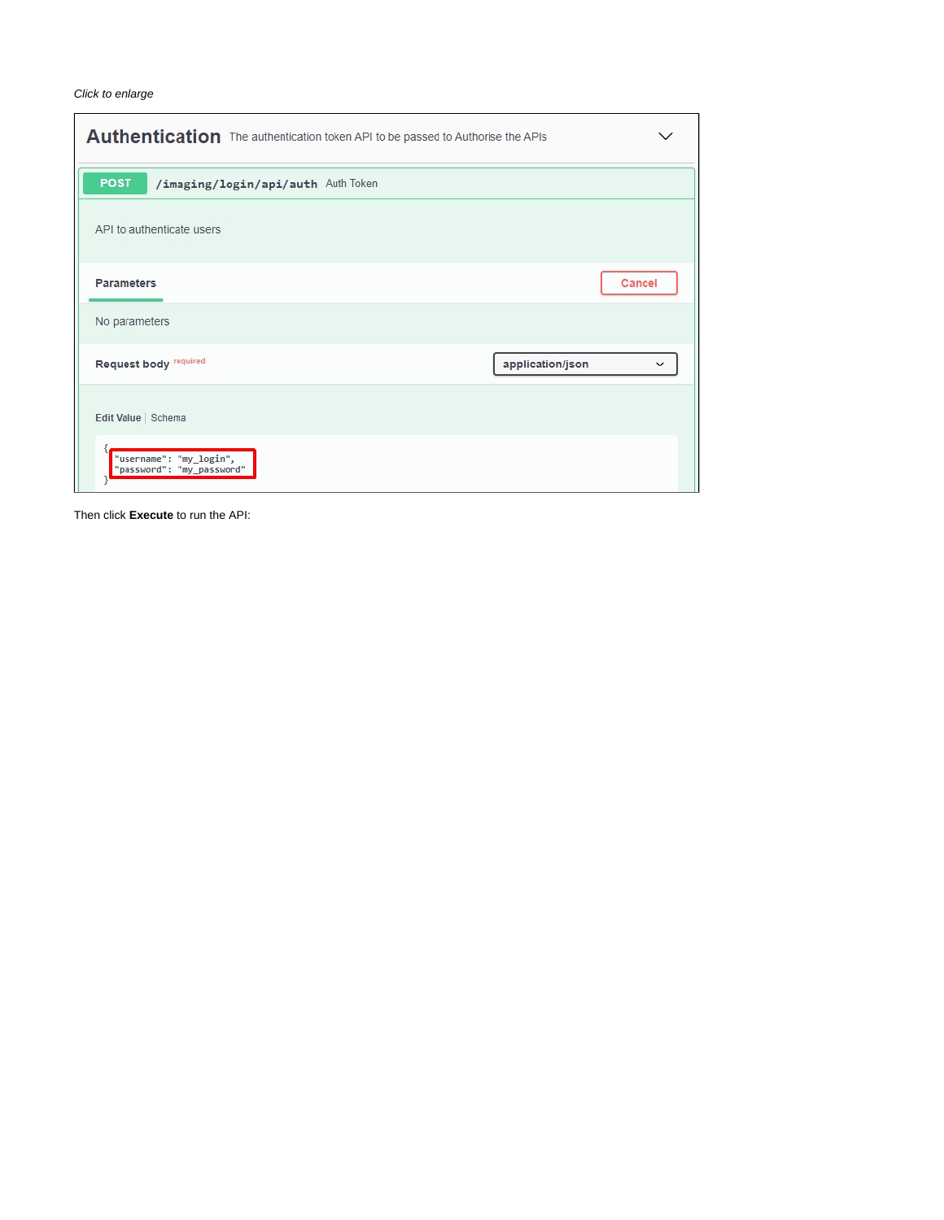*Click to enlarge*

**Authentication** The authentication token API to be passed to Authorise the APIs

POST `/imaging/login/api/auth` Auth Token

API to authenticate users

**Parameters** Cancel

No parameters

**Request body** required application/json

Edit Value | Schema

```
{
  "username": "my_login",
  "password": "my_password"
}
```

Then click **Execute** to run the API: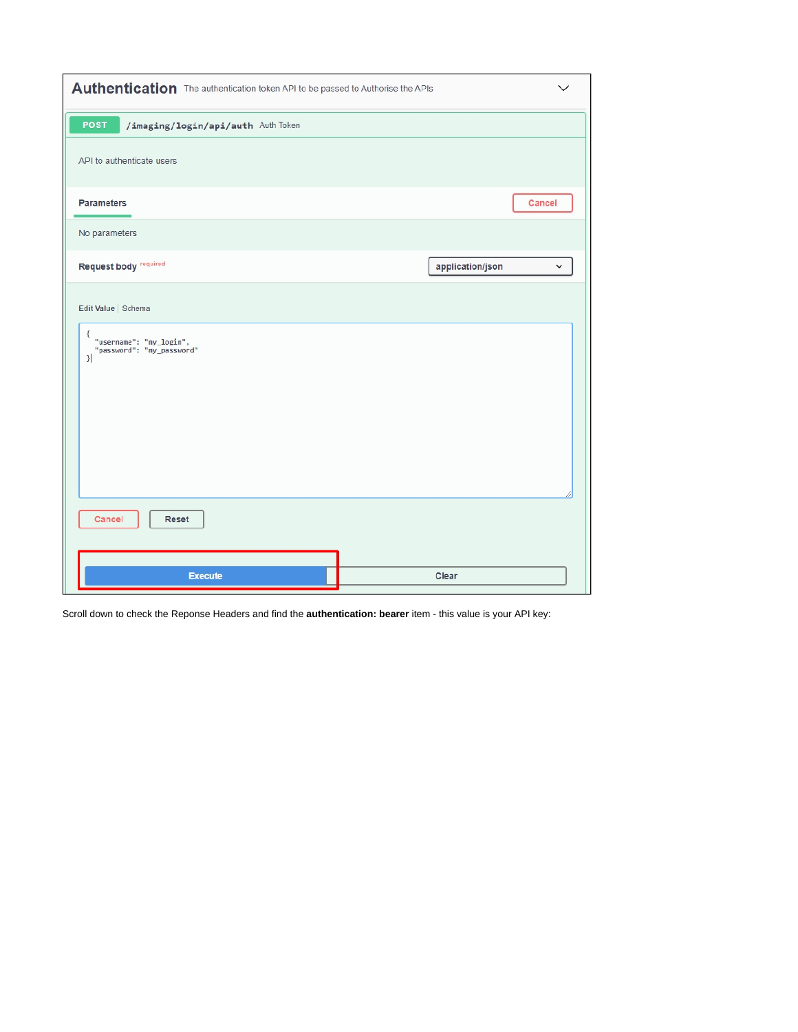## Authentication
The authentication token API to be passed to Authorise the APIs

POST `/imaging/login/api/auth` Auth Token

API to authenticate users

**Parameters**

Cancel

No parameters

**Request body** required

application/json

Edit Value | Schema

```
{
  "username": "my_login",
  "password": "my_password"
}
```

Cancel | Reset

Execute | Clear

Scroll down to check the Reponse Headers and find the **authentication: bearer** item - this value is your API key: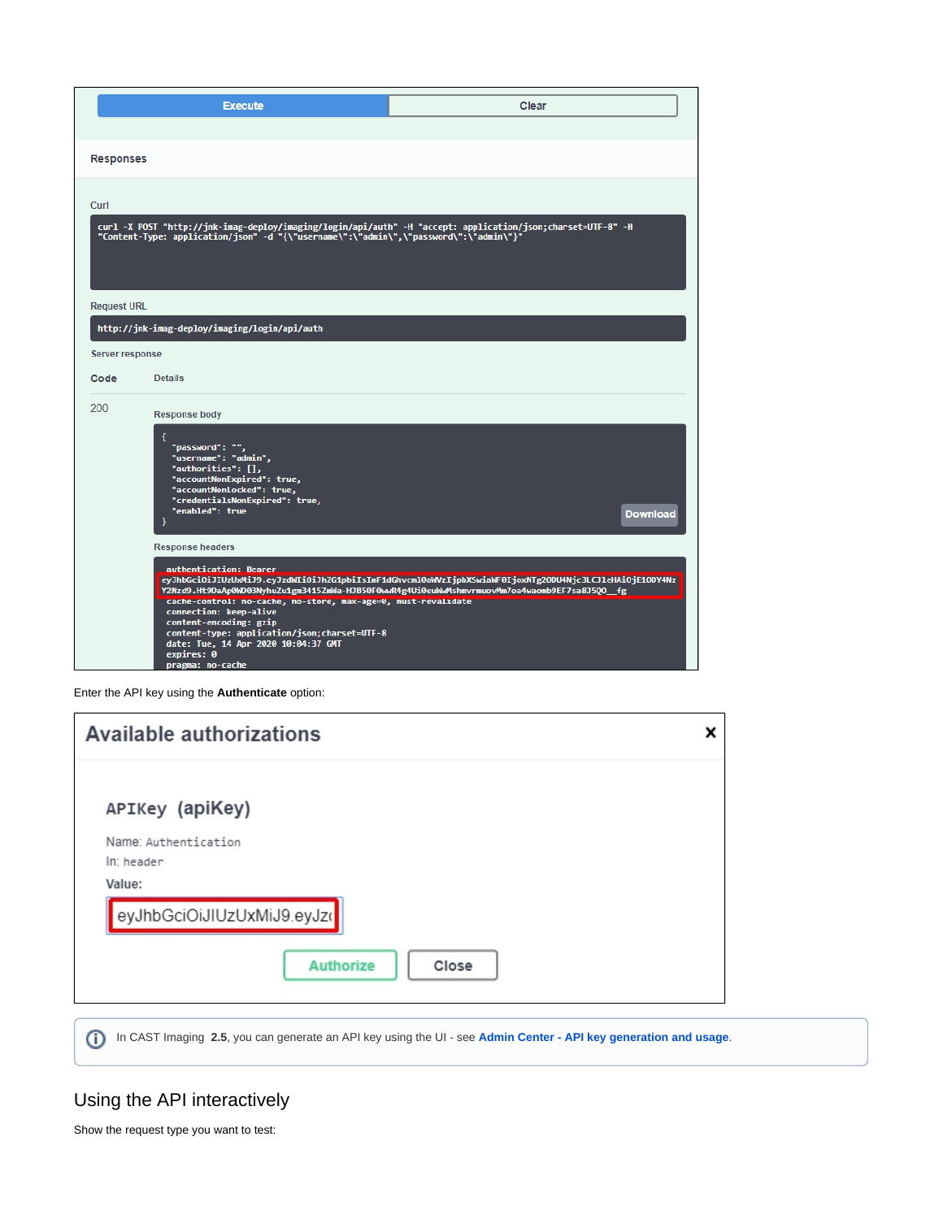Execute | Clear

Responses

Curl

```
curl -X POST "http://jnk-imag-deploy/imaging/login/api/auth" -H "accept: application/json;charset=UTF-8" -H
"Content-Type: application/json" -d "{\"username\":\"admin\",\"password\":\"admin\"}"
```

Request URL

```
http://jnk-imag-deploy/imaging/login/api/auth
```

Server response

| Code | Details |
| --- | --- |
| 200 | Response body |

```
{
  "password": "",
  "username": "admin",
  "authorities": [],
  "accountNonExpired": true,
  "accountNonLocked": true,
  "credentialsNonExpired": true,
  "enabled": true
}
```

Download

Response headers

```
authentication: Bearer
eyJhbGciOiJIUzUxMiJ9.eyJzdWIiOiJhZG1pbiIsImF1dGhvcml0aWVzIjpbXSwiaWF0IjoxNTg2ODU4Njc3LCJleHAiOjE1ODY4Nz
Y2Nzd9.Ht9DaAp0WD03NyhuZu1gm3415ZmWa-HJB50F0wwR4g4Ui0cuWwMshmvrmuovMm7oa4waomb9EF7sa8J5Q0__fg
cache-control: no-cache, no-store, max-age=0, must-revalidate
connection: keep-alive
content-encoding: gzip
content-type: application/json;charset=UTF-8
date: Tue, 14 Apr 2020 10:04:37 GMT
expires: 0
pragma: no-cache
```

Enter the API key using the **Authenticate** option:

**Available authorizations** ×

**APIKey (apiKey)**

Name: Authentication

In: header

Value:

eyJhbGciOiJIUzUxMiJ9.eyJz

Authorize | Close

ⓘ In CAST Imaging **2.5**, you can generate an API key using the UI - see **Admin Center - API key generation and usage**.

## Using the API interactively

Show the request type you want to test: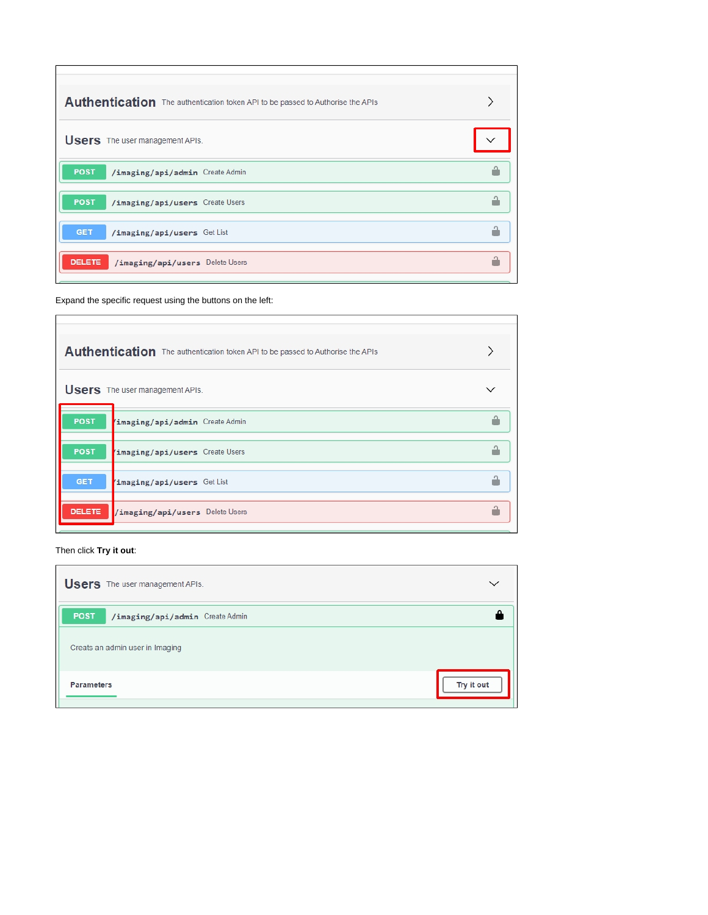Authentication The authentication token API to be passed to Authorise the APIs

Users The user management APIs.

POST /imaging/api/admin Create Admin

POST /imaging/api/users Create Users

GET /imaging/api/users Get List

DELETE /imaging/api/users Delete Users

Expand the specific request using the buttons on the left:

Authentication The authentication token API to be passed to Authorise the APIs

Users The user management APIs.

POST /imaging/api/admin Create Admin

POST /imaging/api/users Create Users

GET /imaging/api/users Get List

DELETE /imaging/api/users Delete Users

Then click **Try it out**:

Users The user management APIs.

POST /imaging/api/admin Create Admin

Creats an admin user in Imaging

Parameters

Try it out